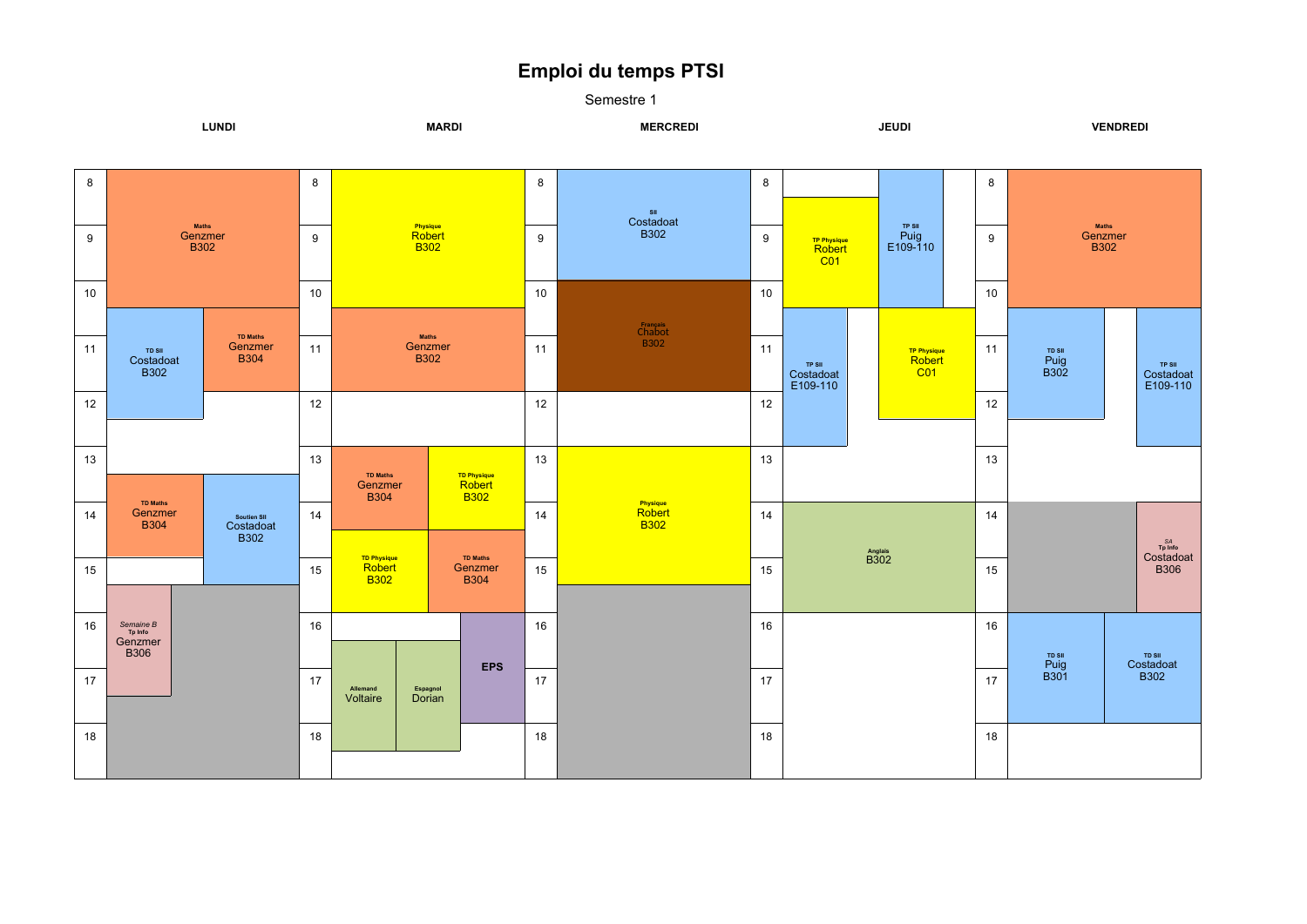# Emploi du temps PTSI

Semestre 1

| Jour | Horaire | Matière | Enseignant | Salle |
|---|---|---|---|---|
| LUNDI | 8h – 10h30 | Maths | Genzmer | B302 |
| LUNDI | 10h30 – 12h30 | TD SII | Costadoat | B302 |
| LUNDI | 10h30 – 12h | TD Maths | Genzmer | B304 |
| LUNDI | 13h30 – 15h | TD Maths | Genzmer | B304 |
| LUNDI | 13h30 – 15h30 | Soutien SII | Costadoat | B302 |
| LUNDI | 15h30 – 17h30 | *Semaine B* Tp Info | Genzmer | B306 |
| MARDI | 8h – 10h30 | Physique | Robert | B302 |
| MARDI | 10h30 – 12h | Maths | Genzmer | B302 |
| MARDI | 13h – 14h30 | TD Maths | Genzmer | B304 |
| MARDI | 13h – 14h30 | TD Physique | Robert | B302 |
| MARDI | 14h30 – 16h | TD Physique | Robert | B302 |
| MARDI | 14h30 – 16h | TD Maths | Genzmer | B304 |
| MARDI | 16h – 18h | EPS | | |
| MARDI | 16h30 – 18h30 | Allemand | Voltaire | |
| MARDI | 16h30 – 18h30 | Espagnol | Dorian | |
| MERCREDI | 8h – 10h | SII | Costadoat | B302 |
| MERCREDI | 10h – 12h | Français | Chabot | B302 |
| MERCREDI | 13h – 15h30 | Physique | Robert | B302 |
| JEUDI | 8h30 – 10h30 | TP Physique | Robert | C01 |
| JEUDI | 8h – 10h30 | TP SII | Puig | E109-110 |
| JEUDI | 10h30 – 13h | TP SII | Costadoat | E109-110 |
| JEUDI | 10h30 – 12h30 | TP Physique | Robert | C01 |
| JEUDI | 14h – 16h | Anglais | | B302 |
| VENDREDI | 8h – 10h30 | Maths | Genzmer | B302 |
| VENDREDI | 10h30 – 12h30 | TD SII | Puig | B302 |
| VENDREDI | 10h30 – 13h | TP SII | Costadoat | E109-110 |
| VENDREDI | 14h – 16h | *SA* Tp Info | Costadoat | B306 |
| VENDREDI | 16h – 18h | TD SII | Puig | B301 |
| VENDREDI | 16h – 18h | TD SII | Costadoat | B302 |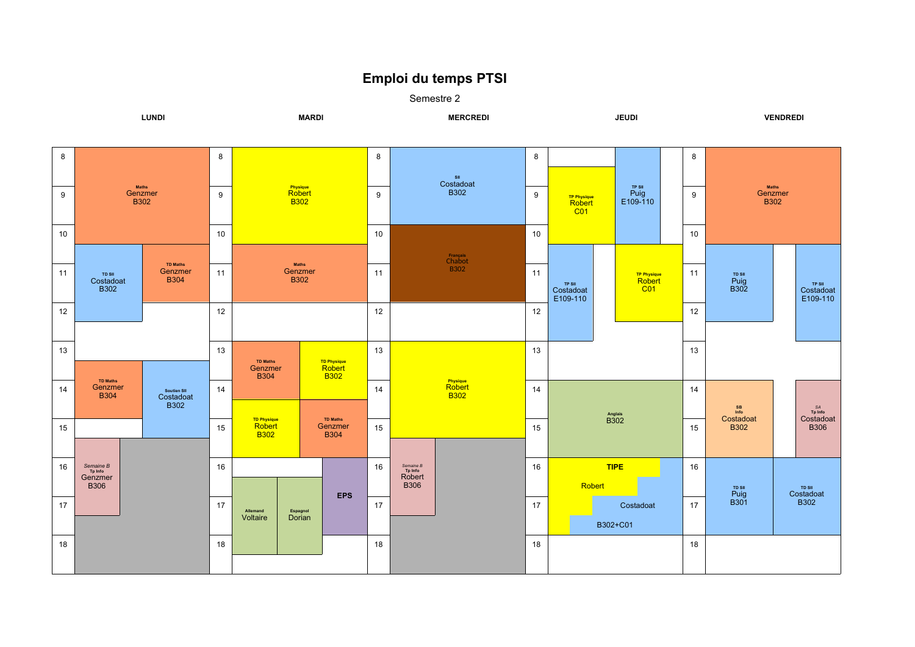# Emploi du temps PTSI

Semestre 2

| | LUNDI | MARDI | MERCREDI | JEUDI | VENDREDI |
|---|---|---|---|---|---|
| 8 | Maths Genzmer B302 | Physique Robert B302 | SII Costadoat B302 | TP Physique Robert C01 / TP SII Puig E109-110 | Maths Genzmer B302 |
| 9 | | | | | |
| 10 | TD SII Costadoat B302 / TD Maths Genzmer B304 | Maths Genzmer B302 | Français Chabot B302 | TP SII Costadoat E109-110 / TP Physique Robert C01 | TD SII Puig B302 / TP SII Costadoat E109-110 |
| 11 | | | | | |
| 12 | | | | | |
| 13 | TD Maths Genzmer B304 / Soutien SII Costadoat B302 | TD Maths Genzmer B304 / TD Physique Robert B302 | Physique Robert B302 | | |
| 14 | | TD Physique Robert B302 / TD Maths Genzmer B304 | | Anglais B302 | SB Info Costadoat B302 / *SA* Tp Info Costadoat B306 |
| 15 | *Semaine B* Tp Info Genzmer B306 | | *Semaine B* Tp Info Robert B306 | | |
| 16 | | Allemand Voltaire / Espagnol Dorian / EPS | | **TIPE** Robert / Costadoat B302+C01 | TD SII Puig B301 / TD SII Costadoat B302 |
| 17 | | | | | |
| 18 | | | | | |